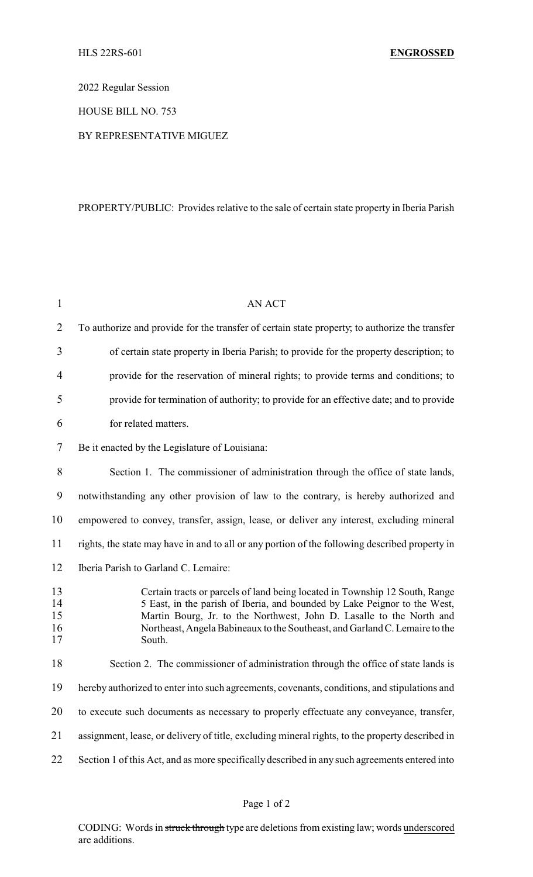HLS 22RS-601 **ENGROSSED**

2022 Regular Session

HOUSE BILL NO. 753

BY REPRESENTATIVE MIGUEZ

PROPERTY/PUBLIC: Provides relative to the sale of certain state property in Iberia Parish

AN ACT

To authorize and provide for the transfer of certain state property; to authorize the transfer of certain state property in Iberia Parish; to provide for the property description; to provide for the reservation of mineral rights; to provide terms and conditions; to provide for termination of authority; to provide for an effective date; and to provide for related matters.

Be it enacted by the Legislature of Louisiana:

Section 1. The commissioner of administration through the office of state lands, notwithstanding any other provision of law to the contrary, is hereby authorized and empowered to convey, transfer, assign, lease, or deliver any interest, excluding mineral rights, the state may have in and to all or any portion of the following described property in Iberia Parish to Garland C. Lemaire:

> Certain tracts or parcels of land being located in Township 12 South, Range 5 East, in the parish of Iberia, and bounded by Lake Peignor to the West, Martin Bourg, Jr. to the Northwest, John D. Lasalle to the North and Northeast, Angela Babineaux to the Southeast, and Garland C. Lemaire to the South.

Section 2. The commissioner of administration through the office of state lands is hereby authorized to enter into such agreements, covenants, conditions, and stipulations and to execute such documents as necessary to properly effectuate any conveyance, transfer, assignment, lease, or delivery of title, excluding mineral rights, to the property described in Section 1 of this Act, and as more specifically described in any such agreements entered into

CODING: Words in ~~struck through~~ type are deletions from existing law; words underscored are additions.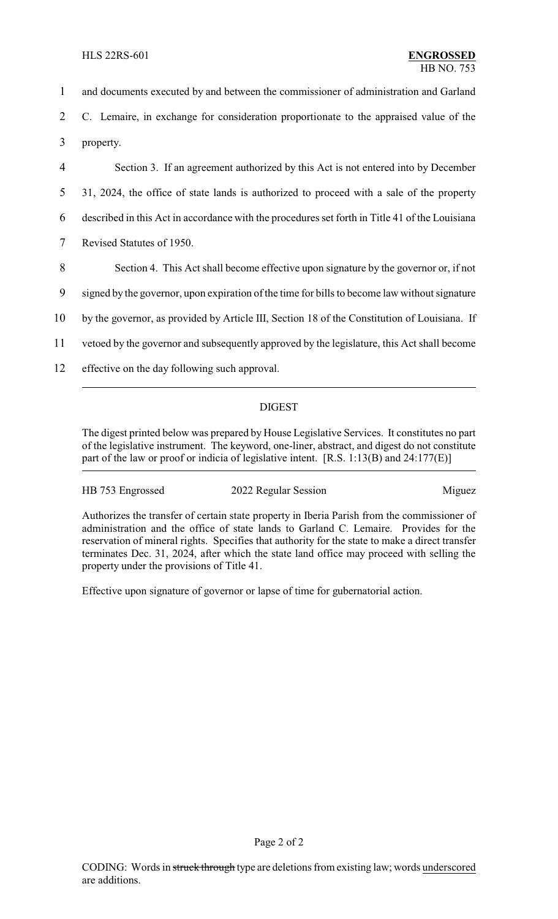and documents executed by and between the commissioner of administration and Garland C. Lemaire, in exchange for consideration proportionate to the appraised value of the property.

Section 3. If an agreement authorized by this Act is not entered into by December 31, 2024, the office of state lands is authorized to proceed with a sale of the property described in this Act in accordance with the procedures set forth in Title 41 of the Louisiana Revised Statutes of 1950.

Section 4. This Act shall become effective upon signature by the governor or, if not signed by the governor, upon expiration of the time for bills to become law without signature by the governor, as provided by Article III, Section 18 of the Constitution of Louisiana. If vetoed by the governor and subsequently approved by the legislature, this Act shall become effective on the day following such approval.

## DIGEST

The digest printed below was prepared by House Legislative Services. It constitutes no part of the legislative instrument. The keyword, one-liner, abstract, and digest do not constitute part of the law or proof or indicia of legislative intent. [R.S. 1:13(B) and 24:177(E)]

HB 753 Engrossed — 2022 Regular Session — Miguez

Authorizes the transfer of certain state property in Iberia Parish from the commissioner of administration and the office of state lands to Garland C. Lemaire. Provides for the reservation of mineral rights. Specifies that authority for the state to make a direct transfer terminates Dec. 31, 2024, after which the state land office may proceed with selling the property under the provisions of Title 41.

Effective upon signature of governor or lapse of time for gubernatorial action.

CODING: Words in ~~struck through~~ type are deletions from existing law; words underscored are additions.